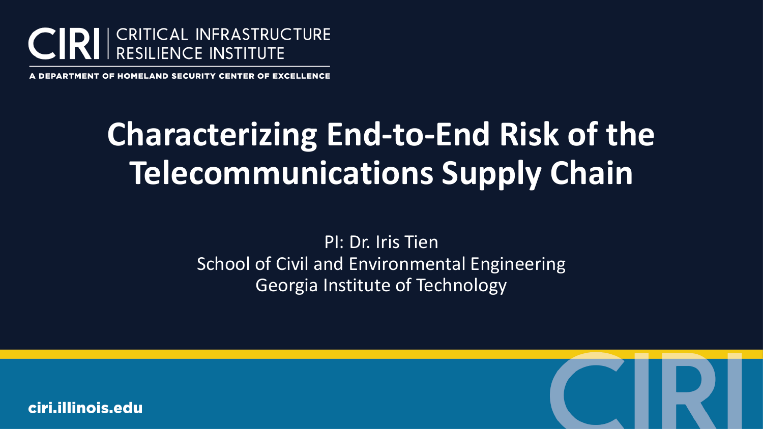CIRI | CRITICAL INFRASTRUCTURE RESILIENCE INSTITUTE

A DEPARTMENT OF HOMELAND SECURITY CENTER OF EXCELLENCE

# Characterizing End-to-End Risk of the Telecommunications Supply Chain

PI: Dr. Iris Tien
School of Civil and Environmental Engineering
Georgia Institute of Technology

ciri.illinois.edu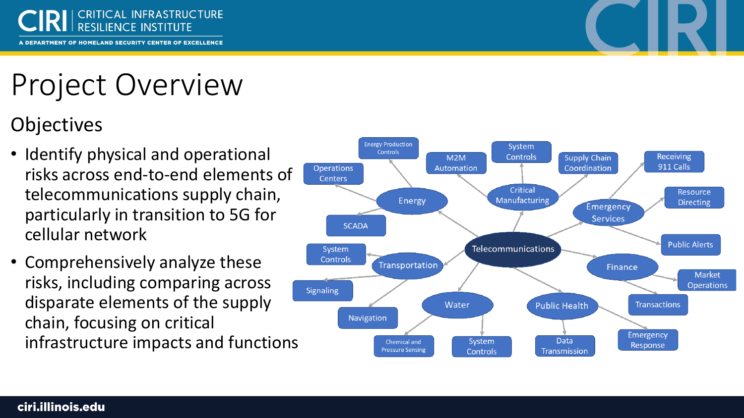# Project Overview

## Objectives

- Identify physical and operational risks across end-to-end elements of telecommunications supply chain, particularly in transition to 5G for cellular network
- Comprehensively analyze these risks, including comparing across disparate elements of the supply chain, focusing on critical infrastructure impacts and functions

- **Telecommunications**
  - **Energy**
    - Energy Production Controls
    - Operations Centers
    - SCADA
  - **Critical Manufacturing**
    - M2M Automation
    - System Controls
    - Supply Chain Coordination
  - **Emergency Services**
    - Receiving 911 Calls
    - Resource Directing
    - Public Alerts
  - **Finance**
    - Market Operations
    - Transactions
  - **Public Health**
    - Data Transmission
    - Emergency Response
  - **Water**
    - Chemical and Pressure Sensing
    - System Controls
  - **Transportation**
    - System Controls
    - Signaling
    - Navigation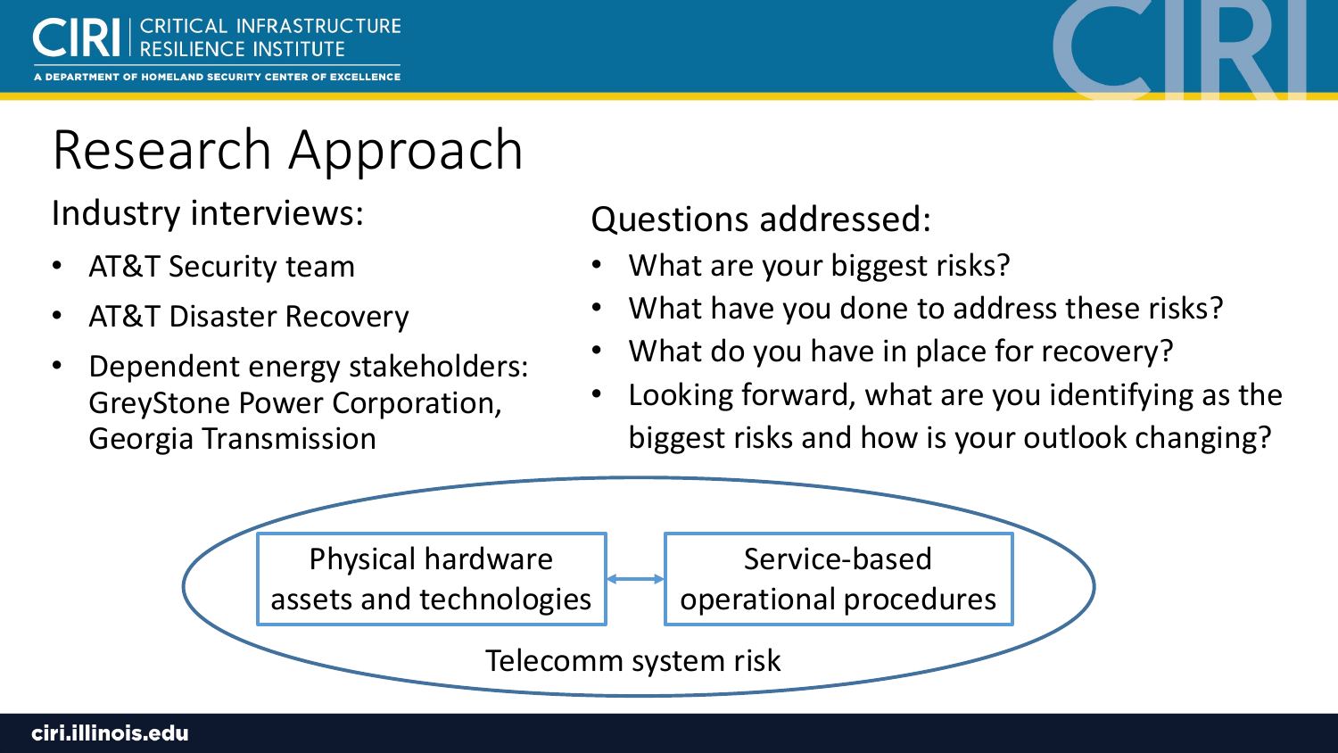# Research Approach

## Industry interviews:

- AT&T Security team
- AT&T Disaster Recovery
- Dependent energy stakeholders: GreyStone Power Corporation, Georgia Transmission

## Questions addressed:

- What are your biggest risks?
- What have you done to address these risks?
- What do you have in place for recovery?
- Looking forward, what are you identifying as the biggest risks and how is your outlook changing?

Physical hardware assets and technologies ↔ Service-based operational procedures

Telecomm system risk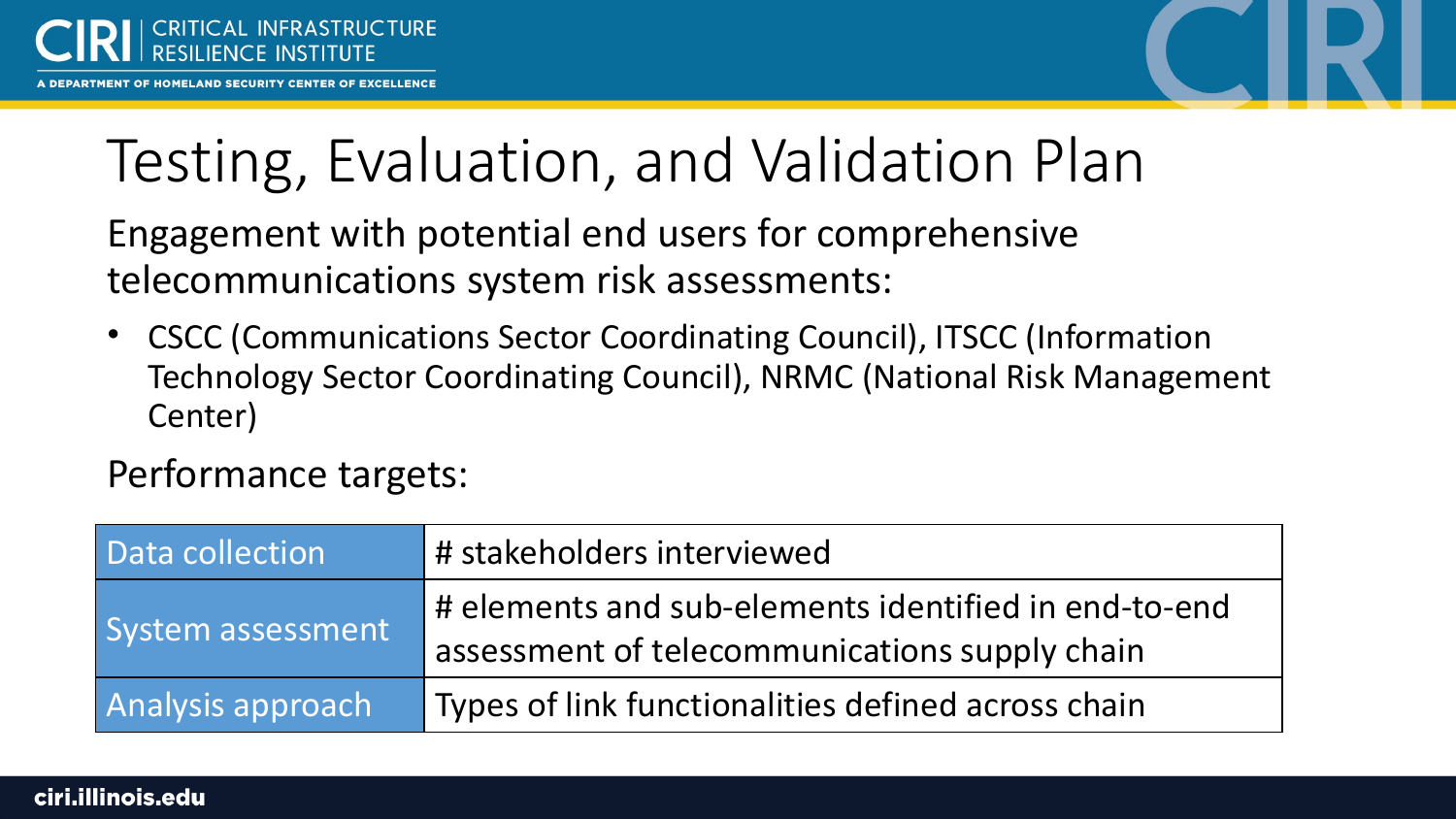# Testing, Evaluation, and Validation Plan

Engagement with potential end users for comprehensive telecommunications system risk assessments:

- CSCC (Communications Sector Coordinating Council), ITSCC (Information Technology Sector Coordinating Council), NRMC (National Risk Management Center)

Performance targets:

| | |
|---|---|
| Data collection | # stakeholders interviewed |
| System assessment | # elements and sub-elements identified in end-to-end assessment of telecommunications supply chain |
| Analysis approach | Types of link functionalities defined across chain |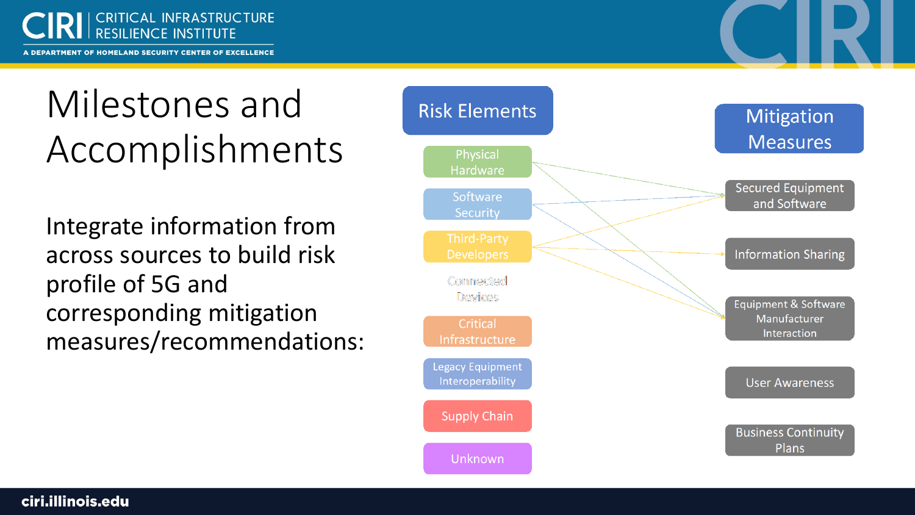# Milestones and Accomplishments

Integrate information from across sources to build risk profile of 5G and corresponding mitigation measures/recommendations:

**Risk Elements**

- Physical Hardware
- Software Security
- Third-Party Developers
- Connected Devices
- Critical Infrastructure
- Legacy Equipment Interoperability
- Supply Chain
- Unknown

**Mitigation Measures**

- Secured Equipment and Software
- Information Sharing
- Equipment & Software Manufacturer Interaction
- User Awareness
- Business Continuity Plans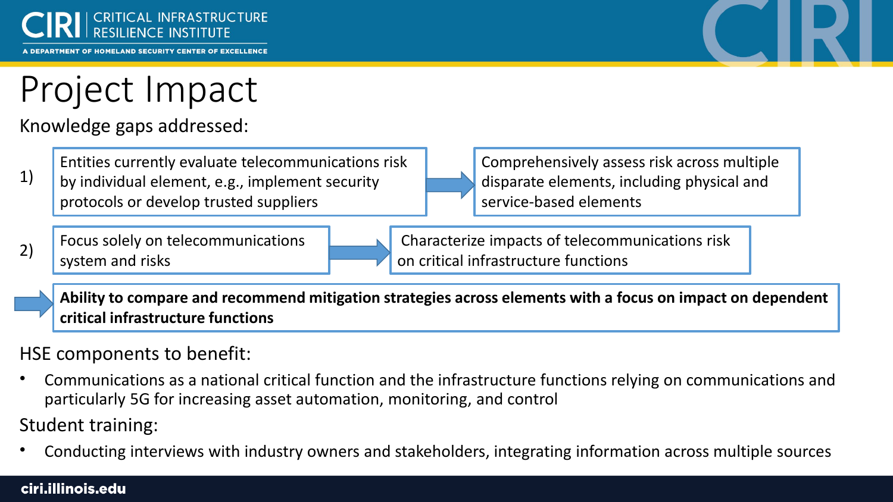# Project Impact

Knowledge gaps addressed:

1) Entities currently evaluate telecommunications risk by individual element, e.g., implement security protocols or develop trusted suppliers → Comprehensively assess risk across multiple disparate elements, including physical and service-based elements

2) Focus solely on telecommunications system and risks → Characterize impacts of telecommunications risk on critical infrastructure functions

→ **Ability to compare and recommend mitigation strategies across elements with a focus on impact on dependent critical infrastructure functions**

HSE components to benefit:

- Communications as a national critical function and the infrastructure functions relying on communications and particularly 5G for increasing asset automation, monitoring, and control

Student training:

- Conducting interviews with industry owners and stakeholders, integrating information across multiple sources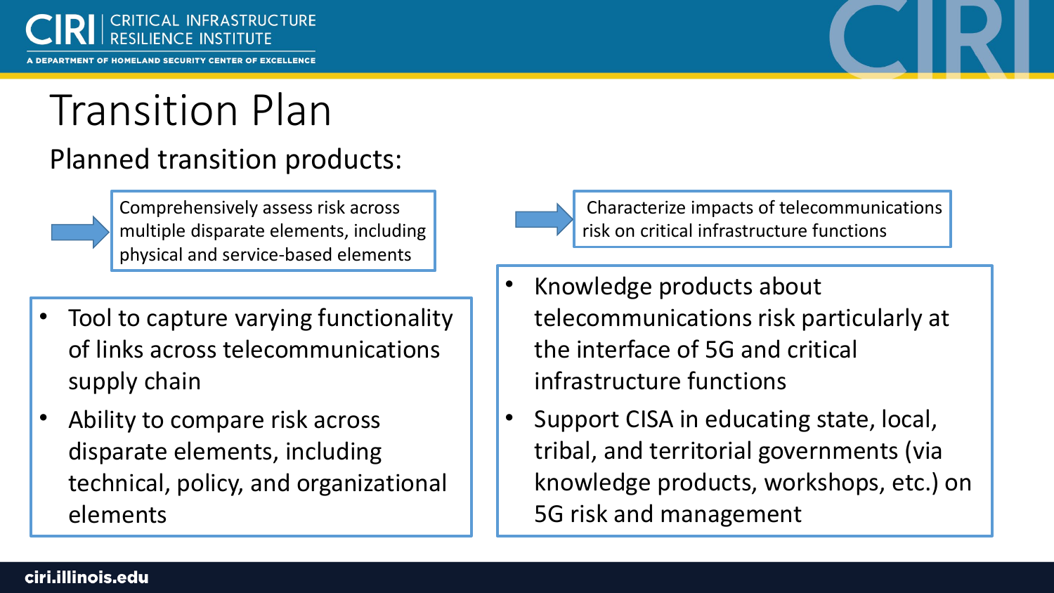# Transition Plan

## Planned transition products:

Comprehensively assess risk across multiple disparate elements, including physical and service-based elements

- Tool to capture varying functionality of links across telecommunications supply chain
- Ability to compare risk across disparate elements, including technical, policy, and organizational elements

Characterize impacts of telecommunications risk on critical infrastructure functions

- Knowledge products about telecommunications risk particularly at the interface of 5G and critical infrastructure functions
- Support CISA in educating state, local, tribal, and territorial governments (via knowledge products, workshops, etc.) on 5G risk and management